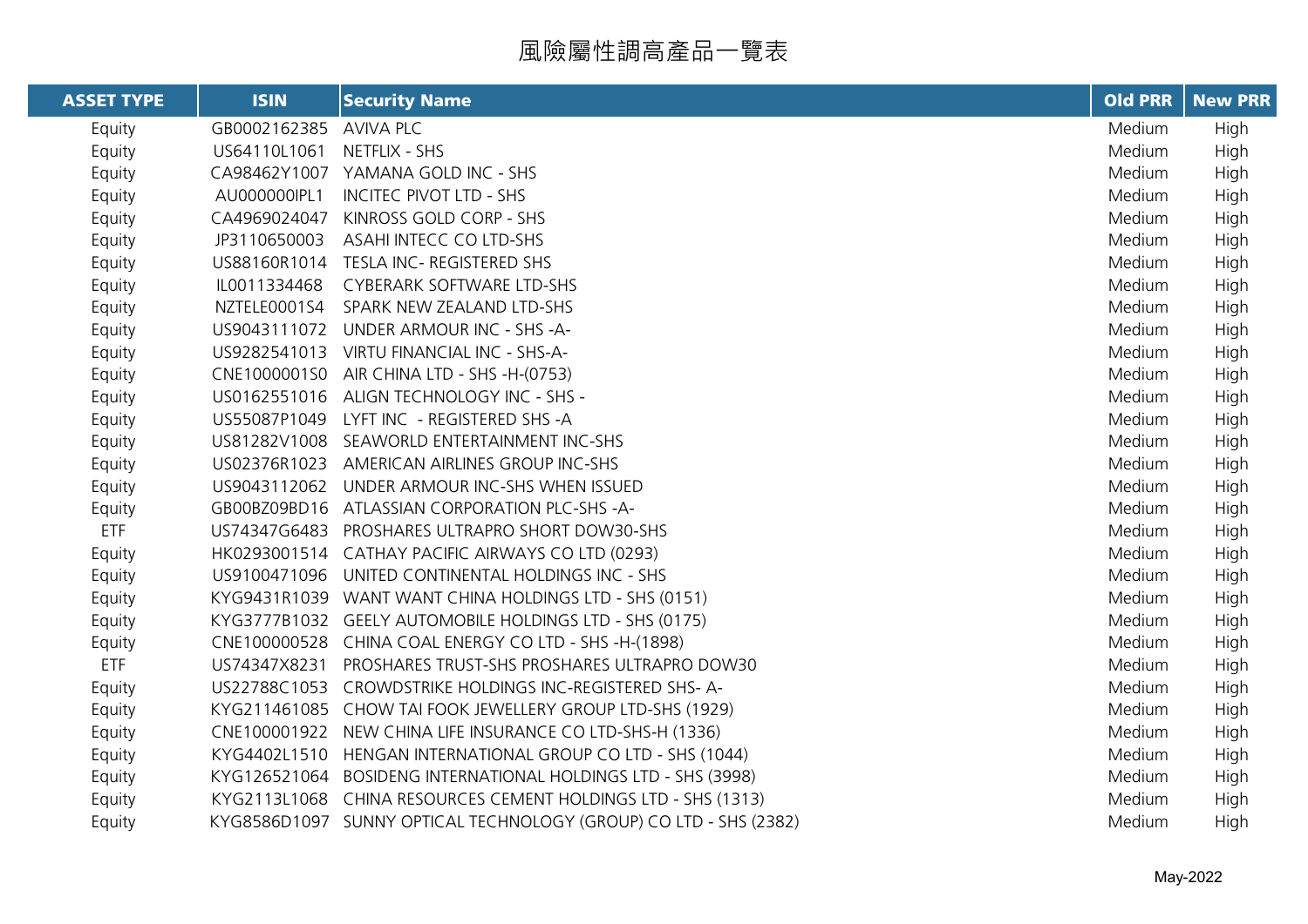# 風險屬性調高產品一覽表

| ASSET TYPE | ISIN | Security Name | Old PRR | New PRR |
|---|---|---|---|---|
| Equity | GB0002162385 | AVIVA PLC | Medium | High |
| Equity | US64110L1061 | NETFLIX - SHS | Medium | High |
| Equity | CA98462Y1007 | YAMANA GOLD INC - SHS | Medium | High |
| Equity | AU000000IPL1 | INCITEC PIVOT LTD - SHS | Medium | High |
| Equity | CA4969024047 | KINROSS GOLD CORP - SHS | Medium | High |
| Equity | JP3110650003 | ASAHI INTECC CO LTD-SHS | Medium | High |
| Equity | US88160R1014 | TESLA INC- REGISTERED SHS | Medium | High |
| Equity | IL0011334468 | CYBERARK SOFTWARE LTD-SHS | Medium | High |
| Equity | NZTELE0001S4 | SPARK NEW ZEALAND LTD-SHS | Medium | High |
| Equity | US9043111072 | UNDER ARMOUR INC - SHS -A- | Medium | High |
| Equity | US9282541013 | VIRTU FINANCIAL INC - SHS-A- | Medium | High |
| Equity | CNE1000001S0 | AIR CHINA LTD - SHS -H-(0753) | Medium | High |
| Equity | US0162551016 | ALIGN TECHNOLOGY INC - SHS - | Medium | High |
| Equity | US55087P1049 | LYFT INC - REGISTERED SHS -A | Medium | High |
| Equity | US81282V1008 | SEAWORLD ENTERTAINMENT INC-SHS | Medium | High |
| Equity | US02376R1023 | AMERICAN AIRLINES GROUP INC-SHS | Medium | High |
| Equity | US9043112062 | UNDER ARMOUR INC-SHS WHEN ISSUED | Medium | High |
| Equity | GB00BZ09BD16 | ATLASSIAN CORPORATION PLC-SHS -A- | Medium | High |
| ETF | US74347G6483 | PROSHARES ULTRAPRO SHORT DOW30-SHS | Medium | High |
| Equity | HK0293001514 | CATHAY PACIFIC AIRWAYS CO LTD (0293) | Medium | High |
| Equity | US9100471096 | UNITED CONTINENTAL HOLDINGS INC - SHS | Medium | High |
| Equity | KYG9431R1039 | WANT WANT CHINA HOLDINGS LTD - SHS (0151) | Medium | High |
| Equity | KYG3777B1032 | GEELY AUTOMOBILE HOLDINGS LTD - SHS (0175) | Medium | High |
| Equity | CNE100000528 | CHINA COAL ENERGY CO LTD - SHS -H-(1898) | Medium | High |
| ETF | US74347X8231 | PROSHARES TRUST-SHS PROSHARES ULTRAPRO DOW30 | Medium | High |
| Equity | US22788C1053 | CROWDSTRIKE HOLDINGS INC-REGISTERED SHS- A- | Medium | High |
| Equity | KYG211461085 | CHOW TAI FOOK JEWELLERY GROUP LTD-SHS (1929) | Medium | High |
| Equity | CNE100001922 | NEW CHINA LIFE INSURANCE CO LTD-SHS-H (1336) | Medium | High |
| Equity | KYG4402L1510 | HENGAN INTERNATIONAL GROUP CO LTD - SHS (1044) | Medium | High |
| Equity | KYG126521064 | BOSIDENG INTERNATIONAL HOLDINGS LTD - SHS (3998) | Medium | High |
| Equity | KYG2113L1068 | CHINA RESOURCES CEMENT HOLDINGS LTD - SHS (1313) | Medium | High |
| Equity | KYG8586D1097 | SUNNY OPTICAL TECHNOLOGY (GROUP) CO LTD - SHS (2382) | Medium | High |

May-2022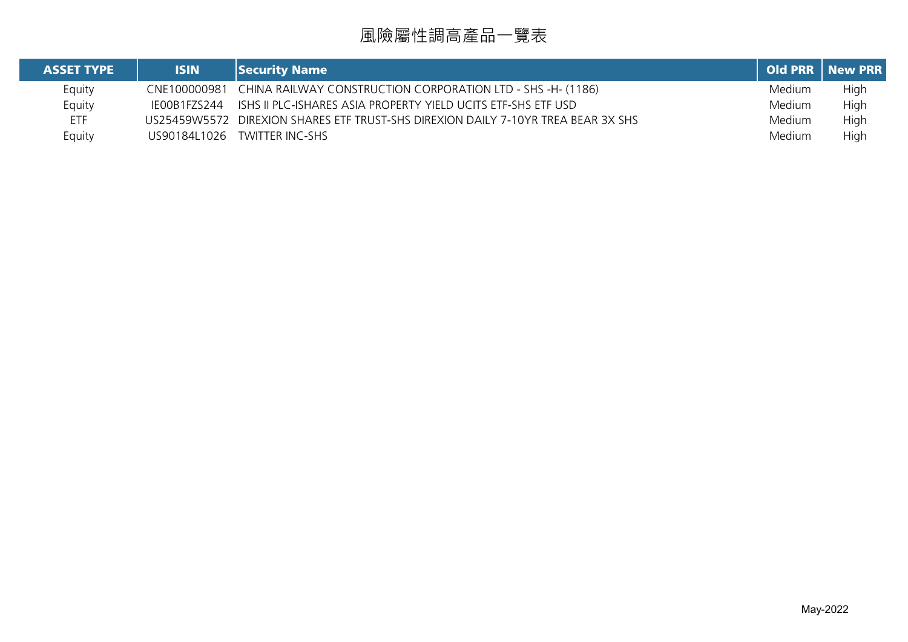# 風險屬性調高產品一覽表

| ASSET TYPE | ISIN | Security Name | Old PRR | New PRR |
|---|---|---|---|---|
| Equity | CNE100000981 | CHINA RAILWAY CONSTRUCTION CORPORATION LTD - SHS -H- (1186) | Medium | High |
| Equity | IE00B1FZS244 | ISHS II PLC-ISHARES ASIA PROPERTY YIELD UCITS ETF-SHS ETF USD | Medium | High |
| ETF | US25459W5572 | DIREXION SHARES ETF TRUST-SHS DIREXION DAILY 7-10YR TREA BEAR 3X SHS | Medium | High |
| Equity | US90184L1026 | TWITTER INC-SHS | Medium | High |

May-2022